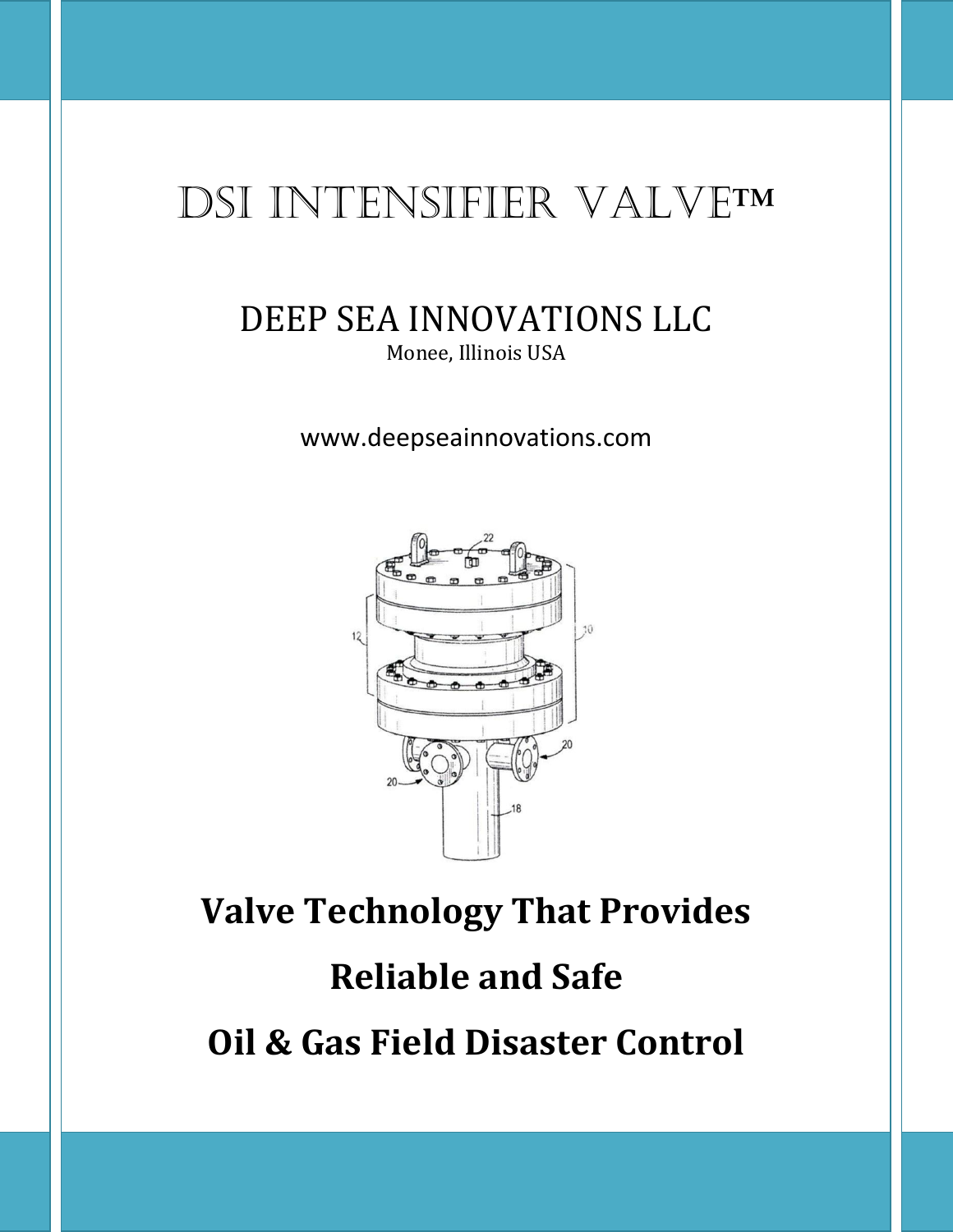# DSI INTENSIFIER VALVE™

## DEEP SEA INNOVATIONS LLC

Monee, Illinois USA

www.deepseainnovations.com

# Valve Technology That Provides

# Reliable and Safe

# Oil & Gas Field Disaster Control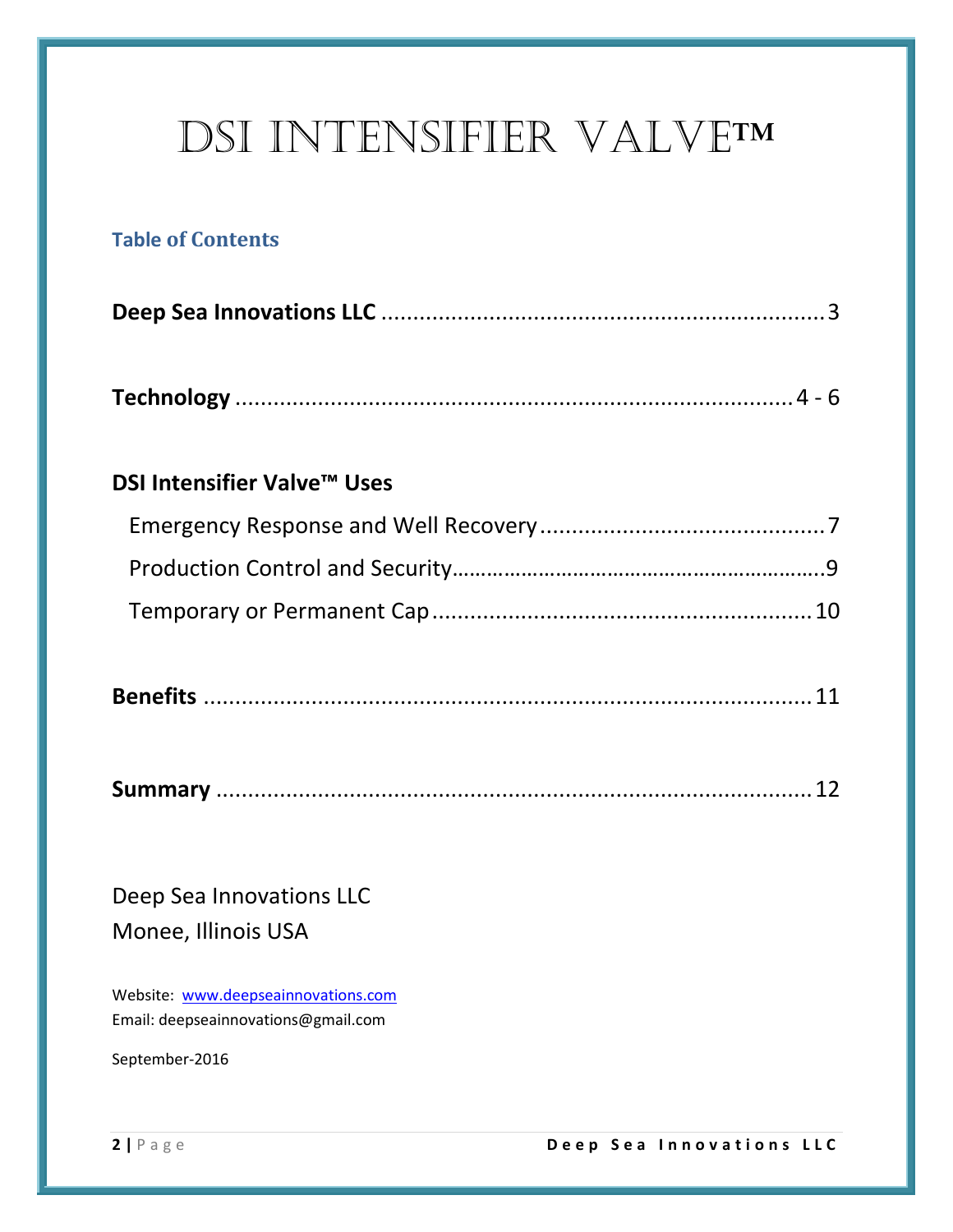# DSI Intensifier Valve™

## Table of Contents

**Deep Sea Innovations LLC** ........................................................................ 3

**Technology** ........................................................................ 4 - 6

**DSI Intensifier Valve™ Uses**

Emergency Response and Well Recovery ........................................................................ 7

Production Control and Security........................................................................9

Temporary or Permanent Cap ........................................................................ 10

**Benefits** ........................................................................ 11

**Summary** ........................................................................ 12

Deep Sea Innovations LLC
Monee, Illinois USA

Website: www.deepseainnovations.com
Email: deepseainnovations@gmail.com

September-2016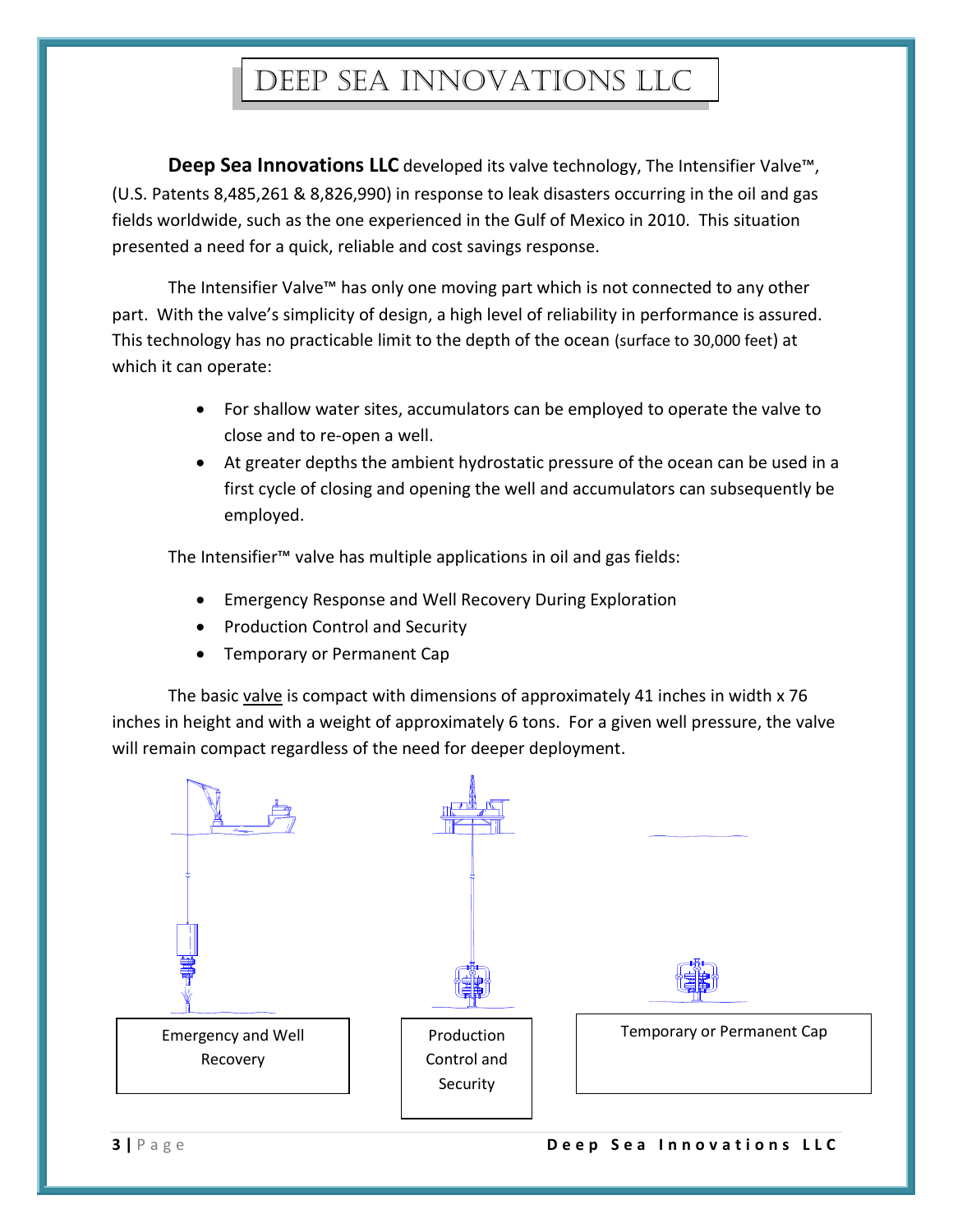# Deep Sea Innovations LLC

**Deep Sea Innovations LLC** developed its valve technology, The Intensifier Valve™, (U.S. Patents 8,485,261 & 8,826,990) in response to leak disasters occurring in the oil and gas fields worldwide, such as the one experienced in the Gulf of Mexico in 2010. This situation presented a need for a quick, reliable and cost savings response.

The Intensifier Valve™ has only one moving part which is not connected to any other part. With the valve's simplicity of design, a high level of reliability in performance is assured. This technology has no practicable limit to the depth of the ocean (surface to 30,000 feet) at which it can operate:

- For shallow water sites, accumulators can be employed to operate the valve to close and to re-open a well.
- At greater depths the ambient hydrostatic pressure of the ocean can be used in a first cycle of closing and opening the well and accumulators can subsequently be employed.

The Intensifier™ valve has multiple applications in oil and gas fields:

- Emergency Response and Well Recovery During Exploration
- Production Control and Security
- Temporary or Permanent Cap

The basic valve is compact with dimensions of approximately 41 inches in width x 76 inches in height and with a weight of approximately 6 tons. For a given well pressure, the valve will remain compact regardless of the need for deeper deployment.

Emergency and Well Recovery

Production Control and Security

Temporary or Permanent Cap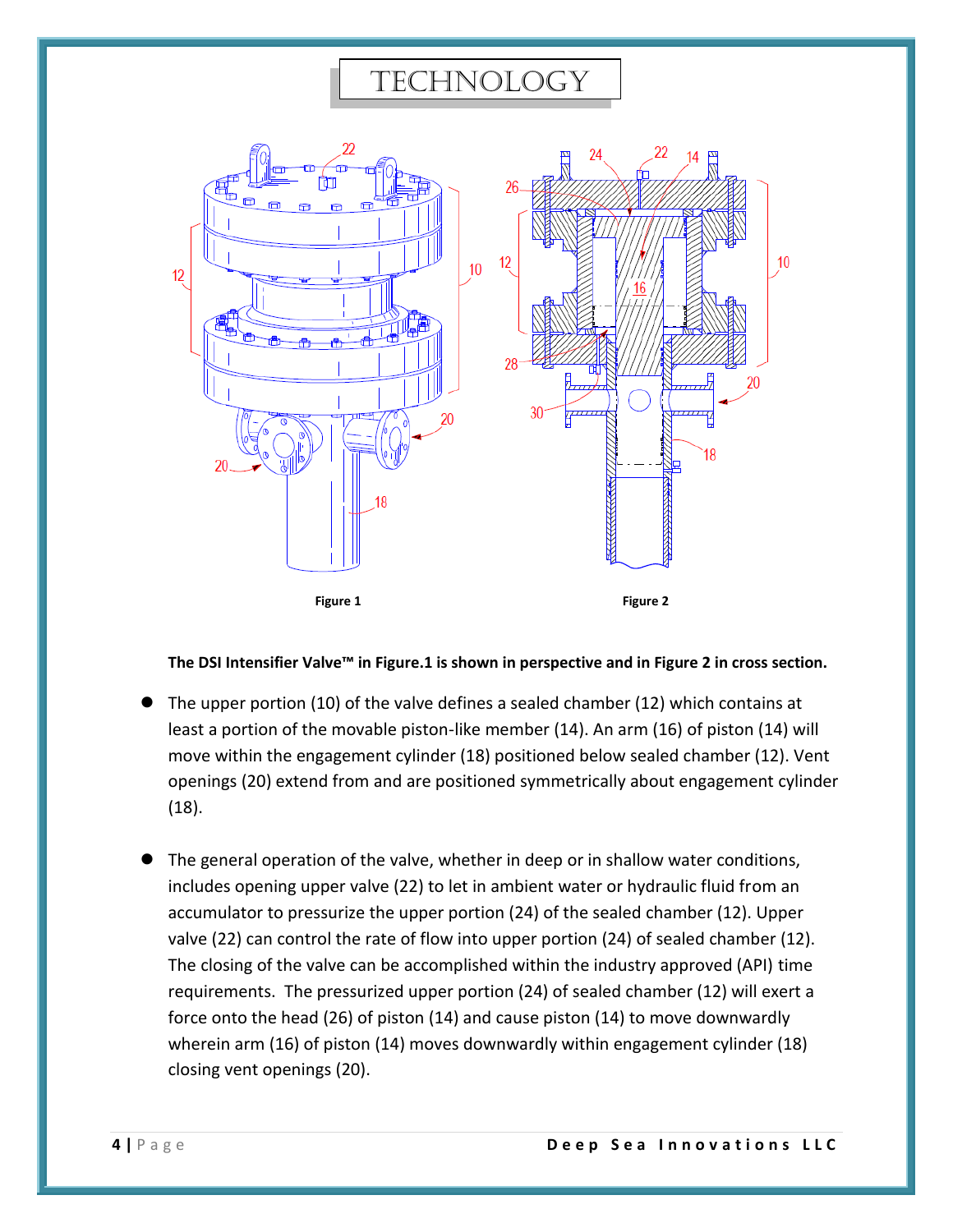# TECHNOLOGY

Figure 1

Figure 2

**The DSI Intensifier Valve™ in Figure.1 is shown in perspective and in Figure 2 in cross section.**

- The upper portion (10) of the valve defines a sealed chamber (12) which contains at least a portion of the movable piston-like member (14). An arm (16) of piston (14) will move within the engagement cylinder (18) positioned below sealed chamber (12). Vent openings (20) extend from and are positioned symmetrically about engagement cylinder (18).

- The general operation of the valve, whether in deep or in shallow water conditions, includes opening upper valve (22) to let in ambient water or hydraulic fluid from an accumulator to pressurize the upper portion (24) of the sealed chamber (12). Upper valve (22) can control the rate of flow into upper portion (24) of sealed chamber (12). The closing of the valve can be accomplished within the industry approved (API) time requirements. The pressurized upper portion (24) of sealed chamber (12) will exert a force onto the head (26) of piston (14) and cause piston (14) to move downwardly wherein arm (16) of piston (14) moves downwardly within engagement cylinder (18) closing vent openings (20).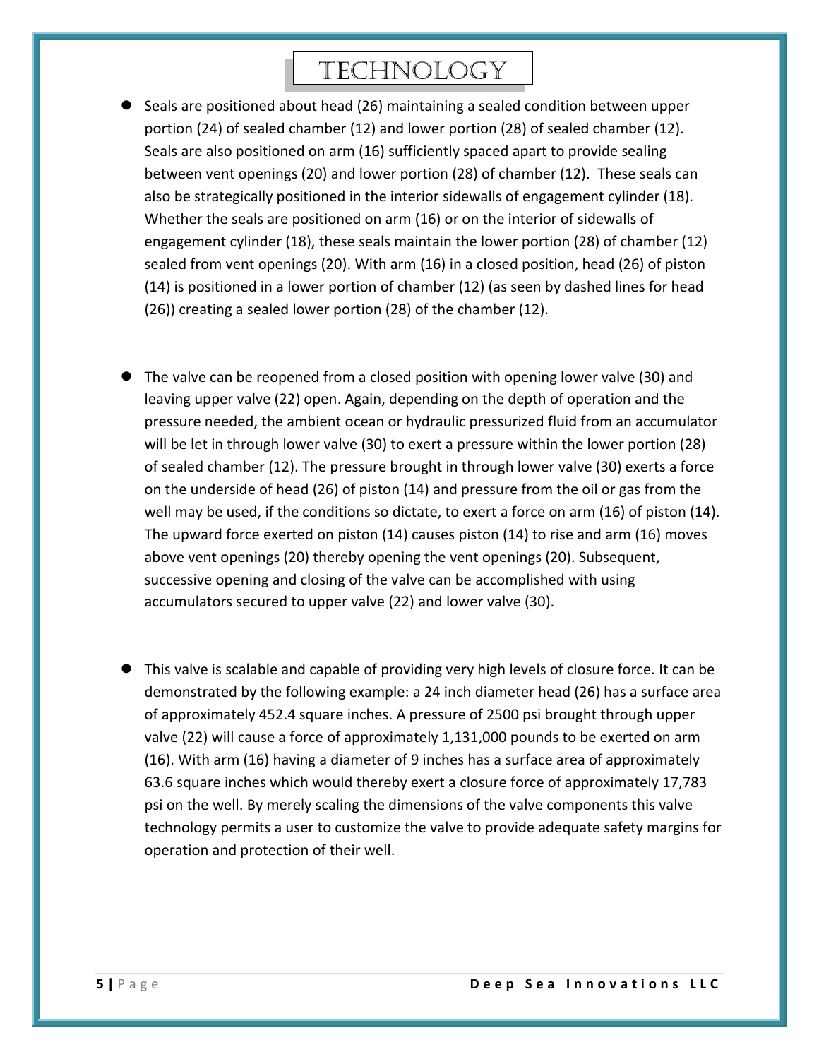# Technology

- Seals are positioned about head (26) maintaining a sealed condition between upper portion (24) of sealed chamber (12) and lower portion (28) of sealed chamber (12). Seals are also positioned on arm (16) sufficiently spaced apart to provide sealing between vent openings (20) and lower portion (28) of chamber (12). These seals can also be strategically positioned in the interior sidewalls of engagement cylinder (18). Whether the seals are positioned on arm (16) or on the interior of sidewalls of engagement cylinder (18), these seals maintain the lower portion (28) of chamber (12) sealed from vent openings (20). With arm (16) in a closed position, head (26) of piston (14) is positioned in a lower portion of chamber (12) (as seen by dashed lines for head (26)) creating a sealed lower portion (28) of the chamber (12).

- The valve can be reopened from a closed position with opening lower valve (30) and leaving upper valve (22) open. Again, depending on the depth of operation and the pressure needed, the ambient ocean or hydraulic pressurized fluid from an accumulator will be let in through lower valve (30) to exert a pressure within the lower portion (28) of sealed chamber (12). The pressure brought in through lower valve (30) exerts a force on the underside of head (26) of piston (14) and pressure from the oil or gas from the well may be used, if the conditions so dictate, to exert a force on arm (16) of piston (14). The upward force exerted on piston (14) causes piston (14) to rise and arm (16) moves above vent openings (20) thereby opening the vent openings (20). Subsequent, successive opening and closing of the valve can be accomplished with using accumulators secured to upper valve (22) and lower valve (30).

- This valve is scalable and capable of providing very high levels of closure force. It can be demonstrated by the following example: a 24 inch diameter head (26) has a surface area of approximately 452.4 square inches. A pressure of 2500 psi brought through upper valve (22) will cause a force of approximately 1,131,000 pounds to be exerted on arm (16). With arm (16) having a diameter of 9 inches has a surface area of approximately 63.6 square inches which would thereby exert a closure force of approximately 17,783 psi on the well. By merely scaling the dimensions of the valve components this valve technology permits a user to customize the valve to provide adequate safety margins for operation and protection of their well.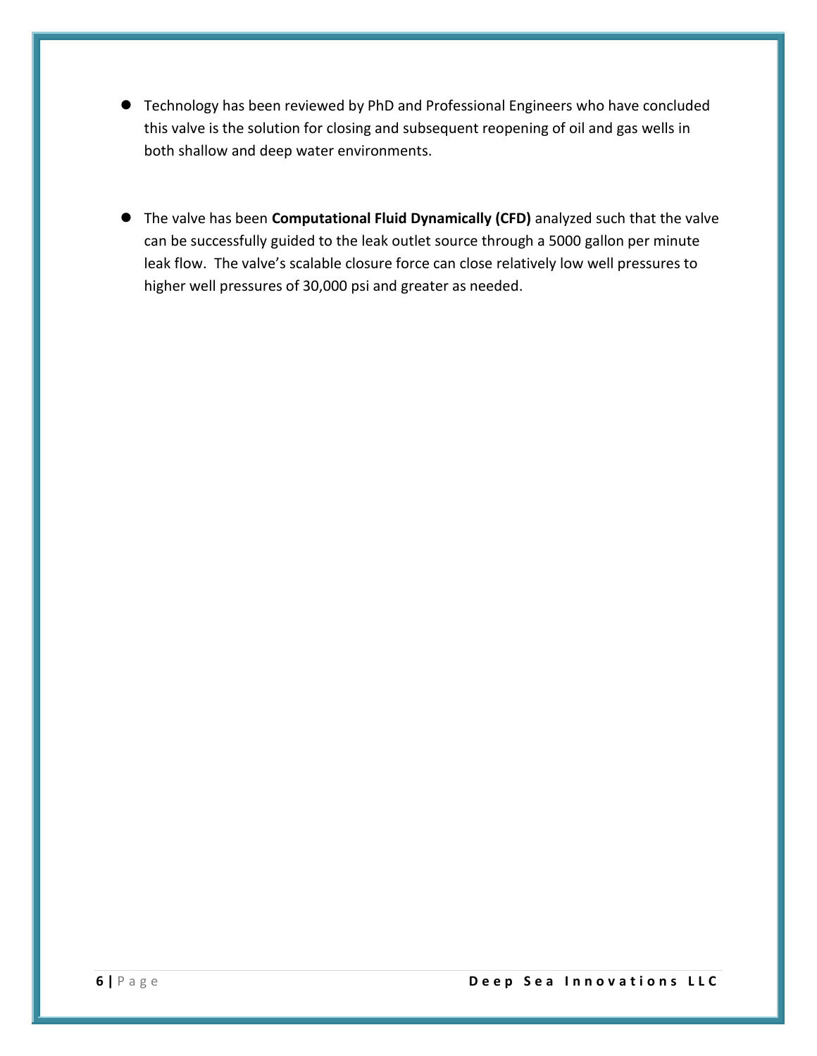- Technology has been reviewed by PhD and Professional Engineers who have concluded this valve is the solution for closing and subsequent reopening of oil and gas wells in both shallow and deep water environments.

- The valve has been **Computational Fluid Dynamically (CFD)** analyzed such that the valve can be successfully guided to the leak outlet source through a 5000 gallon per minute leak flow. The valve's scalable closure force can close relatively low well pressures to higher well pressures of 30,000 psi and greater as needed.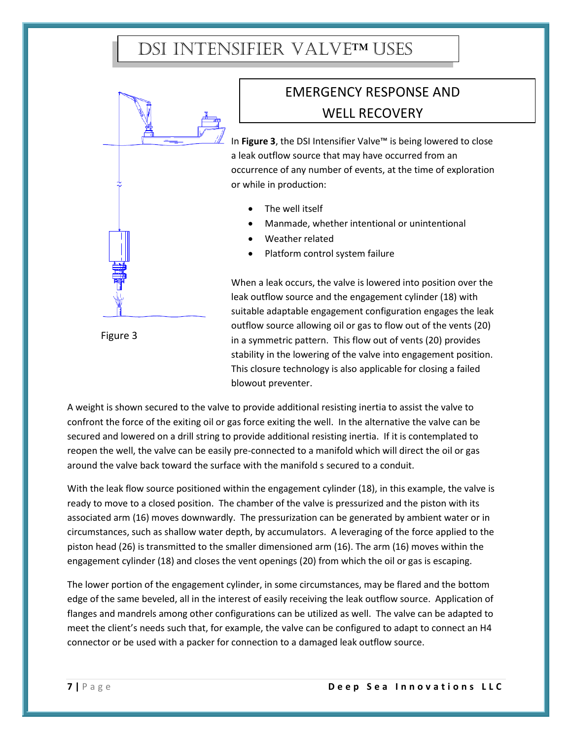# DSI INTENSIFIER VALVE™ USES

## EMERGENCY RESPONSE AND WELL RECOVERY

Figure 3

In **Figure 3**, the DSI Intensifier Valve™ is being lowered to close a leak outflow source that may have occurred from an occurrence of any number of events, at the time of exploration or while in production:

- The well itself
- Manmade, whether intentional or unintentional
- Weather related
- Platform control system failure

When a leak occurs, the valve is lowered into position over the leak outflow source and the engagement cylinder (18) with suitable adaptable engagement configuration engages the leak outflow source allowing oil or gas to flow out of the vents (20) in a symmetric pattern. This flow out of vents (20) provides stability in the lowering of the valve into engagement position. This closure technology is also applicable for closing a failed blowout preventer.

A weight is shown secured to the valve to provide additional resisting inertia to assist the valve to confront the force of the exiting oil or gas force exiting the well. In the alternative the valve can be secured and lowered on a drill string to provide additional resisting inertia. If it is contemplated to reopen the well, the valve can be easily pre-connected to a manifold which will direct the oil or gas around the valve back toward the surface with the manifold s secured to a conduit.

With the leak flow source positioned within the engagement cylinder (18), in this example, the valve is ready to move to a closed position. The chamber of the valve is pressurized and the piston with its associated arm (16) moves downwardly. The pressurization can be generated by ambient water or in circumstances, such as shallow water depth, by accumulators. A leveraging of the force applied to the piston head (26) is transmitted to the smaller dimensioned arm (16). The arm (16) moves within the engagement cylinder (18) and closes the vent openings (20) from which the oil or gas is escaping.

The lower portion of the engagement cylinder, in some circumstances, may be flared and the bottom edge of the same beveled, all in the interest of easily receiving the leak outflow source. Application of flanges and mandrels among other configurations can be utilized as well. The valve can be adapted to meet the client's needs such that, for example, the valve can be configured to adapt to connect an H4 connector or be used with a packer for connection to a damaged leak outflow source.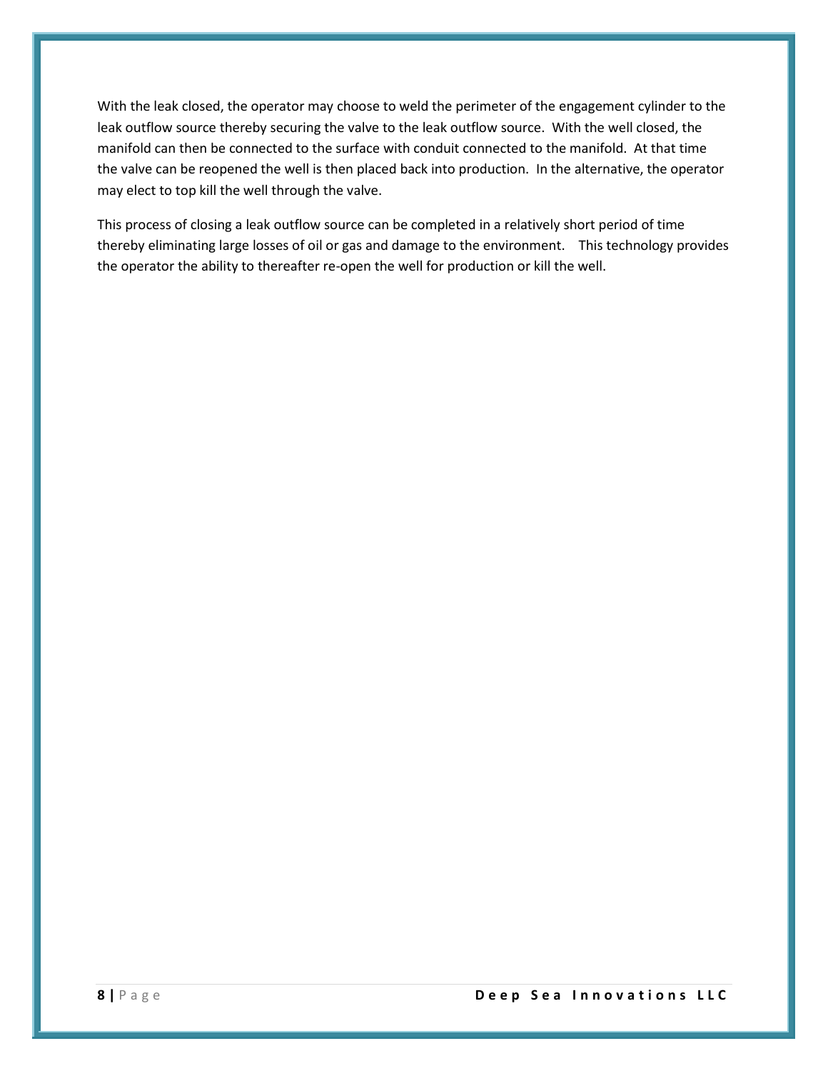With the leak closed, the operator may choose to weld the perimeter of the engagement cylinder to the leak outflow source thereby securing the valve to the leak outflow source. With the well closed, the manifold can then be connected to the surface with conduit connected to the manifold. At that time the valve can be reopened the well is then placed back into production. In the alternative, the operator may elect to top kill the well through the valve.

This process of closing a leak outflow source can be completed in a relatively short period of time thereby eliminating large losses of oil or gas and damage to the environment. This technology provides the operator the ability to thereafter re-open the well for production or kill the well.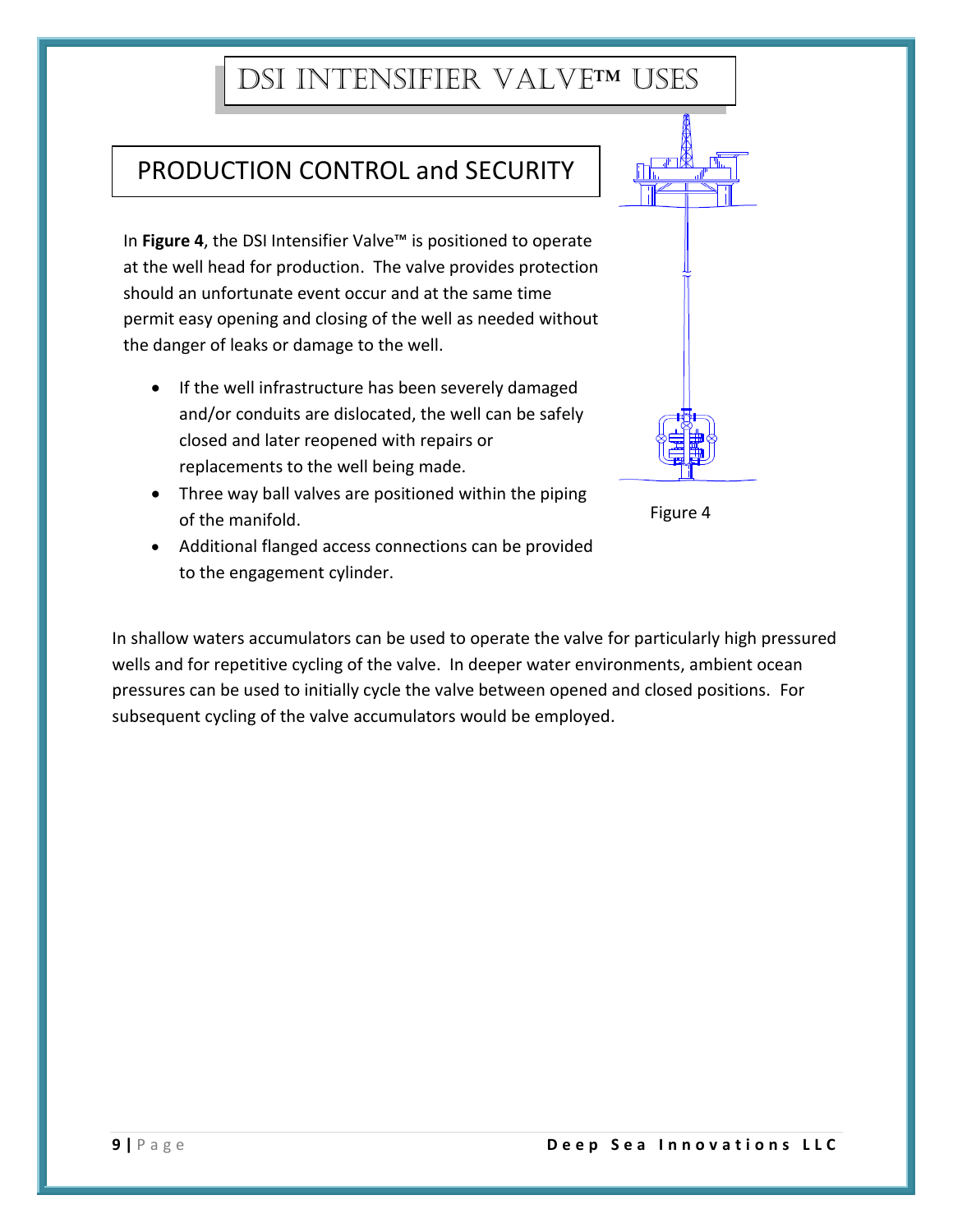# DSI Intensifier Valve™ Uses

## PRODUCTION CONTROL and SECURITY

In **Figure 4**, the DSI Intensifier Valve™ is positioned to operate at the well head for production. The valve provides protection should an unfortunate event occur and at the same time permit easy opening and closing of the well as needed without the danger of leaks or damage to the well.

- If the well infrastructure has been severely damaged and/or conduits are dislocated, the well can be safely closed and later reopened with repairs or replacements to the well being made.
- Three way ball valves are positioned within the piping of the manifold.
- Additional flanged access connections can be provided to the engagement cylinder.

Figure 4

In shallow waters accumulators can be used to operate the valve for particularly high pressured wells and for repetitive cycling of the valve. In deeper water environments, ambient ocean pressures can be used to initially cycle the valve between opened and closed positions. For subsequent cycling of the valve accumulators would be employed.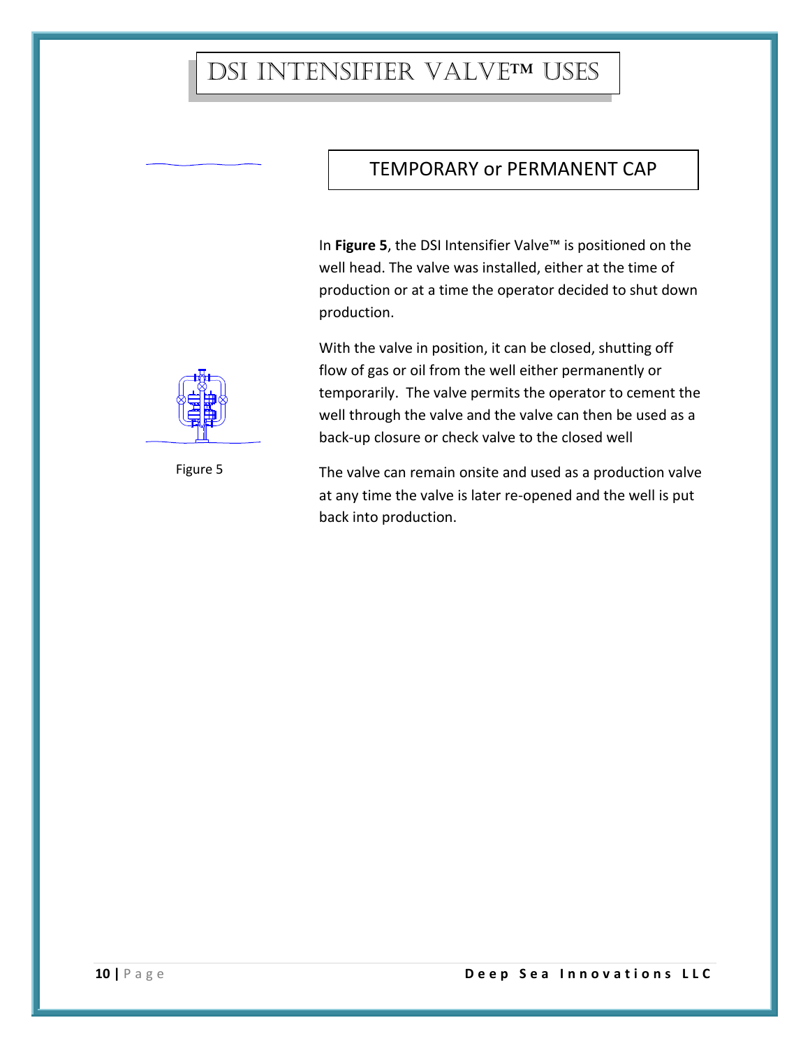# DSI INTENSIFIER VALVE™ USES

## TEMPORARY or PERMANENT CAP

In **Figure 5**, the DSI Intensifier Valve™ is positioned on the well head. The valve was installed, either at the time of production or at a time the operator decided to shut down production.

With the valve in position, it can be closed, shutting off flow of gas or oil from the well either permanently or temporarily. The valve permits the operator to cement the well through the valve and the valve can then be used as a back-up closure or check valve to the closed well

Figure 5

The valve can remain onsite and used as a production valve at any time the valve is later re-opened and the well is put back into production.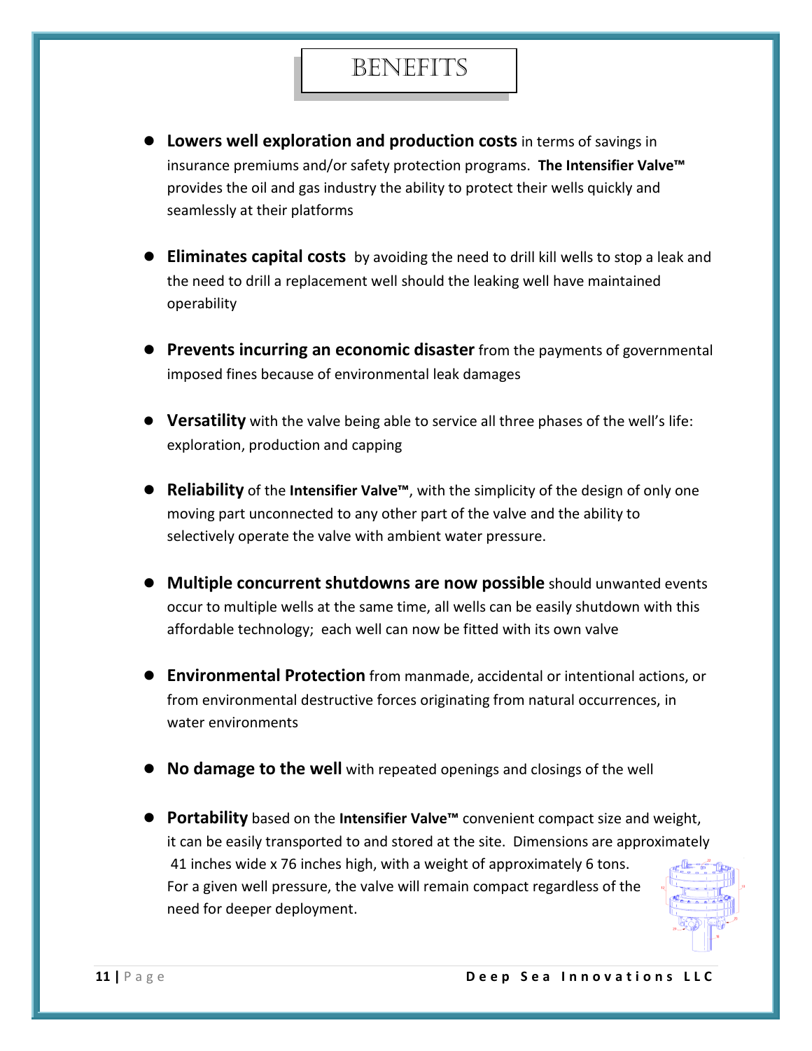# BENEFITS

- **Lowers well exploration and production costs** in terms of savings in insurance premiums and/or safety protection programs. **The Intensifier Valve™** provides the oil and gas industry the ability to protect their wells quickly and seamlessly at their platforms

- **Eliminates capital costs** by avoiding the need to drill kill wells to stop a leak and the need to drill a replacement well should the leaking well have maintained operability

- **Prevents incurring an economic disaster** from the payments of governmental imposed fines because of environmental leak damages

- **Versatility** with the valve being able to service all three phases of the well's life: exploration, production and capping

- **Reliability** of the **Intensifier Valve™**, with the simplicity of the design of only one moving part unconnected to any other part of the valve and the ability to selectively operate the valve with ambient water pressure.

- **Multiple concurrent shutdowns are now possible** should unwanted events occur to multiple wells at the same time, all wells can be easily shutdown with this affordable technology; each well can now be fitted with its own valve

- **Environmental Protection** from manmade, accidental or intentional actions, or from environmental destructive forces originating from natural occurrences, in water environments

- **No damage to the well** with repeated openings and closings of the well

- **Portability** based on the **Intensifier Valve™** convenient compact size and weight, it can be easily transported to and stored at the site. Dimensions are approximately 41 inches wide x 76 inches high, with a weight of approximately 6 tons. For a given well pressure, the valve will remain compact regardless of the need for deeper deployment.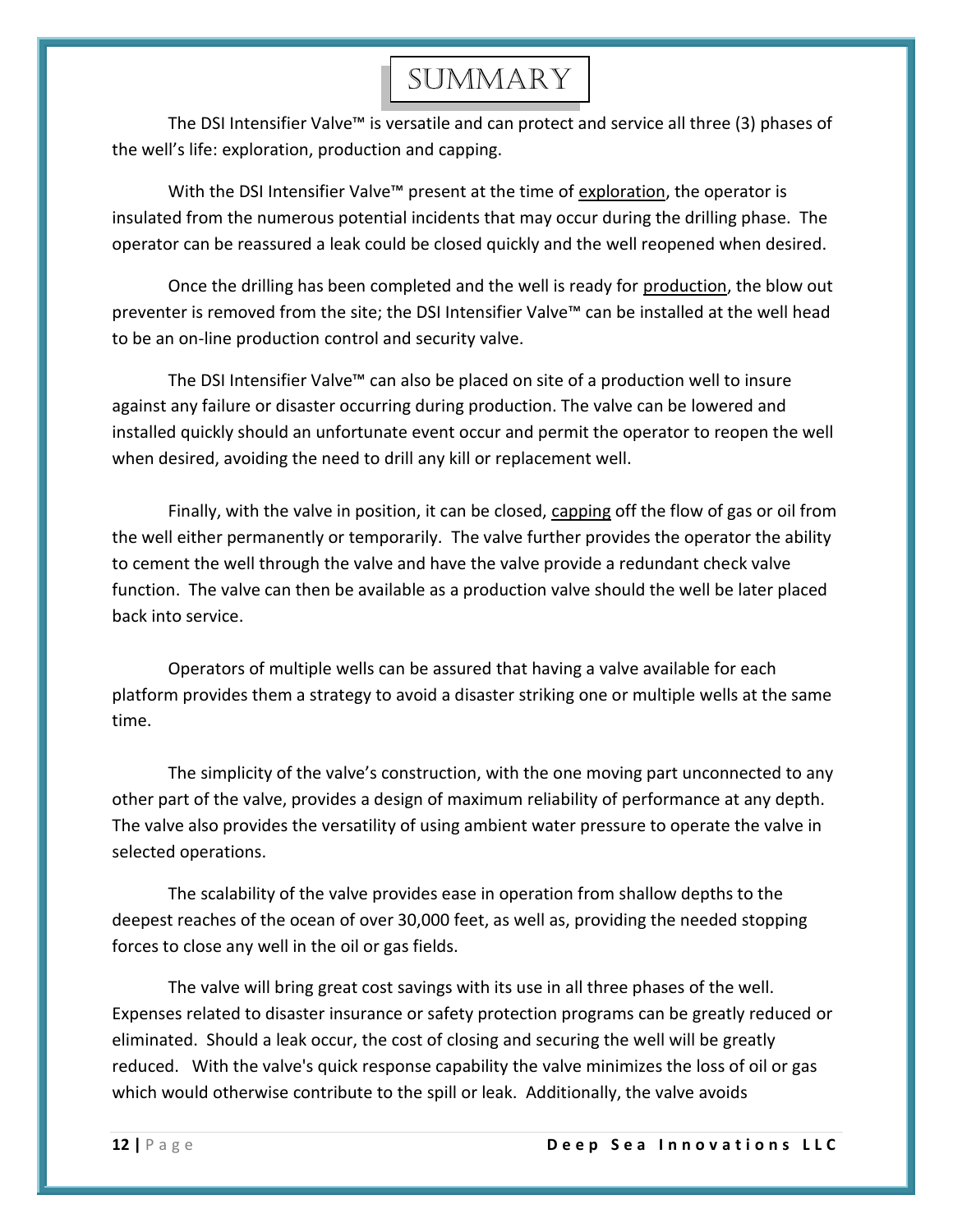# SUMMARY

The DSI Intensifier Valve™ is versatile and can protect and service all three (3) phases of the well's life: exploration, production and capping.

With the DSI Intensifier Valve™ present at the time of <u>exploration</u>, the operator is insulated from the numerous potential incidents that may occur during the drilling phase. The operator can be reassured a leak could be closed quickly and the well reopened when desired.

Once the drilling has been completed and the well is ready for <u>production</u>, the blow out preventer is removed from the site; the DSI Intensifier Valve™ can be installed at the well head to be an on-line production control and security valve.

The DSI Intensifier Valve™ can also be placed on site of a production well to insure against any failure or disaster occurring during production. The valve can be lowered and installed quickly should an unfortunate event occur and permit the operator to reopen the well when desired, avoiding the need to drill any kill or replacement well.

Finally, with the valve in position, it can be closed, <u>capping</u> off the flow of gas or oil from the well either permanently or temporarily. The valve further provides the operator the ability to cement the well through the valve and have the valve provide a redundant check valve function. The valve can then be available as a production valve should the well be later placed back into service.

Operators of multiple wells can be assured that having a valve available for each platform provides them a strategy to avoid a disaster striking one or multiple wells at the same time.

The simplicity of the valve's construction, with the one moving part unconnected to any other part of the valve, provides a design of maximum reliability of performance at any depth. The valve also provides the versatility of using ambient water pressure to operate the valve in selected operations.

The scalability of the valve provides ease in operation from shallow depths to the deepest reaches of the ocean of over 30,000 feet, as well as, providing the needed stopping forces to close any well in the oil or gas fields.

The valve will bring great cost savings with its use in all three phases of the well. Expenses related to disaster insurance or safety protection programs can be greatly reduced or eliminated. Should a leak occur, the cost of closing and securing the well will be greatly reduced. With the valve's quick response capability the valve minimizes the loss of oil or gas which would otherwise contribute to the spill or leak. Additionally, the valve avoids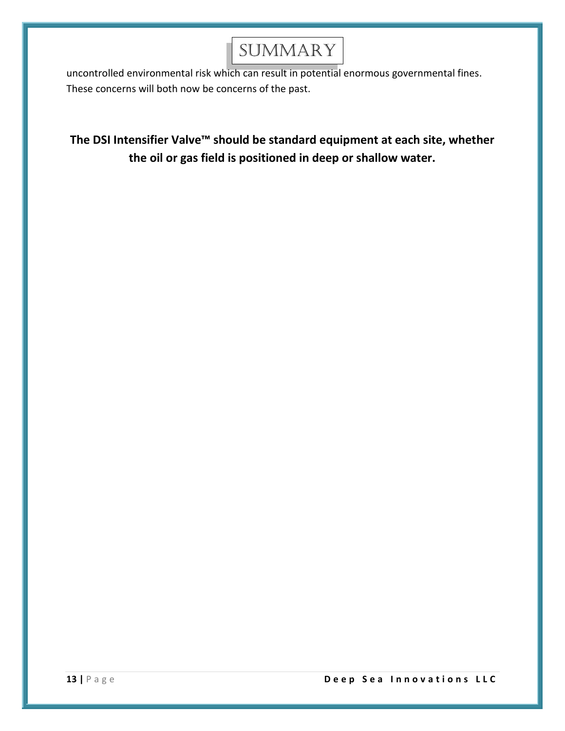# SUMMARY

uncontrolled environmental risk which can result in potential enormous governmental fines. These concerns will both now be concerns of the past.

**The DSI Intensifier Valve™ should be standard equipment at each site, whether the oil or gas field is positioned in deep or shallow water.**